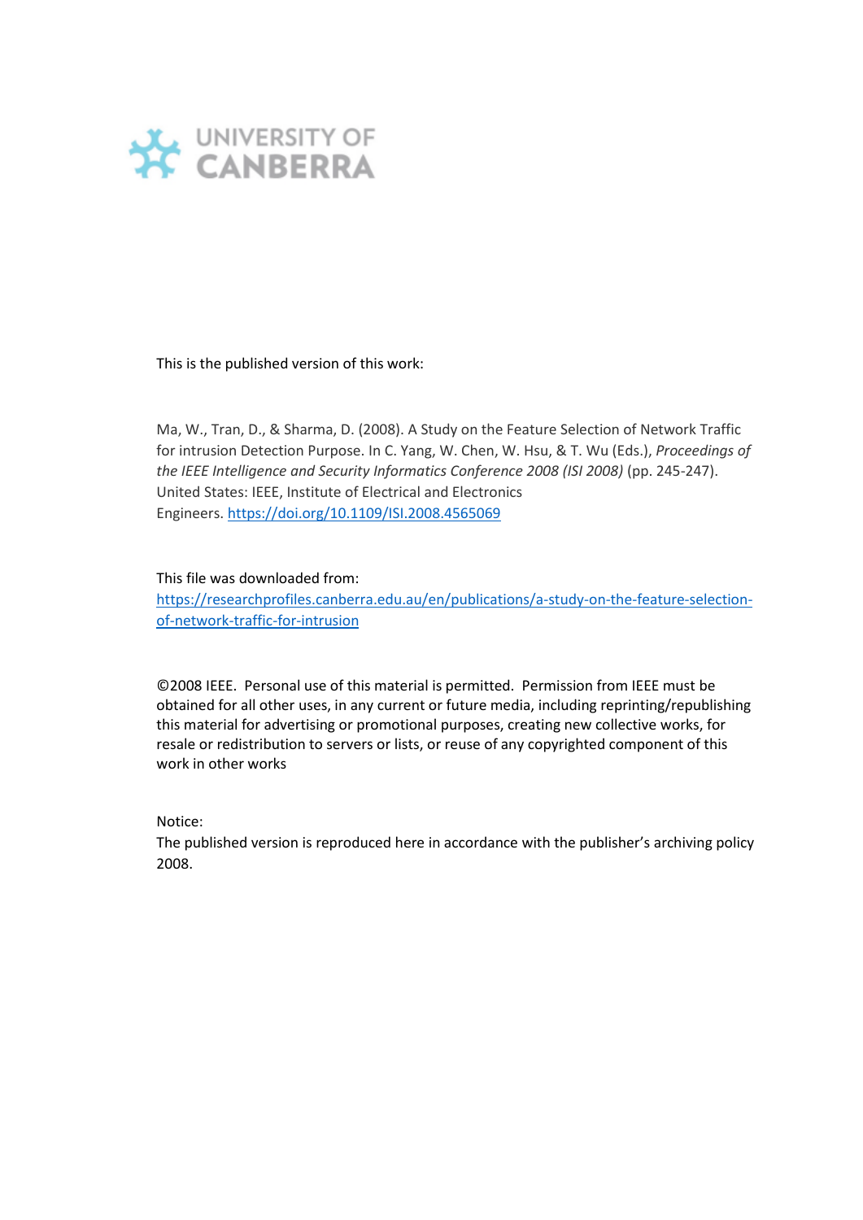UNIVERSITY OF CANBERRA

This is the published version of this work:

Ma, W., Tran, D., & Sharma, D. (2008). A Study on the Feature Selection of Network Traffic for intrusion Detection Purpose. In C. Yang, W. Chen, W. Hsu, & T. Wu (Eds.), *Proceedings of the IEEE Intelligence and Security Informatics Conference 2008 (ISI 2008)* (pp. 245-247). United States: IEEE, Institute of Electrical and Electronics Engineers. https://doi.org/10.1109/ISI.2008.4565069

This file was downloaded from:
https://researchprofiles.canberra.edu.au/en/publications/a-study-on-the-feature-selection-of-network-traffic-for-intrusion

©2008 IEEE. Personal use of this material is permitted. Permission from IEEE must be obtained for all other uses, in any current or future media, including reprinting/republishing this material for advertising or promotional purposes, creating new collective works, for resale or redistribution to servers or lists, or reuse of any copyrighted component of this work in other works

Notice:
The published version is reproduced here in accordance with the publisher's archiving policy 2008.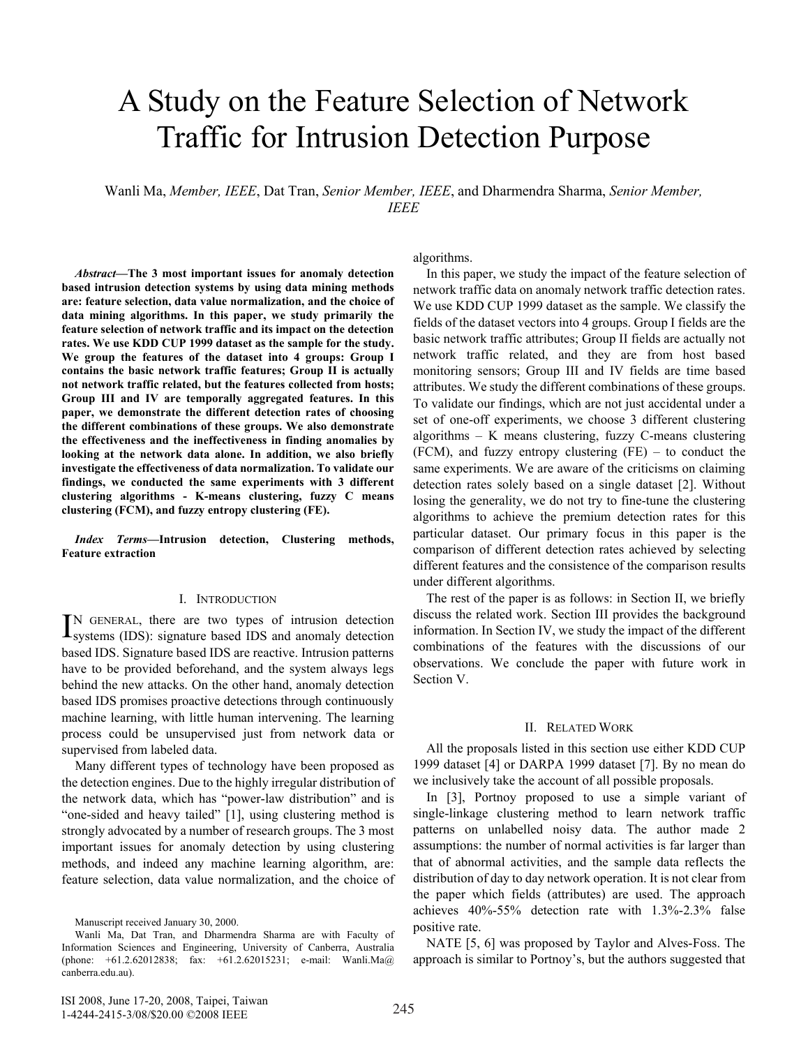# A Study on the Feature Selection of Network Traffic for Intrusion Detection Purpose

Wanli Ma, *Member, IEEE*, Dat Tran, *Senior Member, IEEE*, and Dharmendra Sharma, *Senior Member, IEEE*

***Abstract*—The 3 most important issues for anomaly detection based intrusion detection systems by using data mining methods are: feature selection, data value normalization, and the choice of data mining algorithms. In this paper, we study primarily the feature selection of network traffic and its impact on the detection rates. We use KDD CUP 1999 dataset as the sample for the study. We group the features of the dataset into 4 groups: Group I contains the basic network traffic features; Group II is actually not network traffic related, but the features collected from hosts; Group III and IV are temporally aggregated features. In this paper, we demonstrate the different detection rates of choosing the different combinations of these groups. We also demonstrate the effectiveness and the ineffectiveness in finding anomalies by looking at the network data alone. In addition, we also briefly investigate the effectiveness of data normalization. To validate our findings, we conducted the same experiments with 3 different clustering algorithms - K-means clustering, fuzzy C means clustering (FCM), and fuzzy entropy clustering (FE).**

***Index Terms*—Intrusion detection, Clustering methods, Feature extraction**

## I. Introduction

IN GENERAL, there are two types of intrusion detection systems (IDS): signature based IDS and anomaly detection based IDS. Signature based IDS are reactive. Intrusion patterns have to be provided beforehand, and the system always legs behind the new attacks. On the other hand, anomaly detection based IDS promises proactive detections through continuously machine learning, with little human intervening. The learning process could be unsupervised just from network data or supervised from labeled data.

Many different types of technology have been proposed as the detection engines. Due to the highly irregular distribution of the network data, which has "power-law distribution" and is "one-sided and heavy tailed" [1], using clustering method is strongly advocated by a number of research groups. The 3 most important issues for anomaly detection by using clustering methods, and indeed any machine learning algorithm, are: feature selection, data value normalization, and the choice of algorithms.

In this paper, we study the impact of the feature selection of network traffic data on anomaly network traffic detection rates. We use KDD CUP 1999 dataset as the sample. We classify the fields of the dataset vectors into 4 groups. Group I fields are the basic network traffic attributes; Group II fields are actually not network traffic related, and they are from host based monitoring sensors; Group III and IV fields are time based attributes. We study the different combinations of these groups. To validate our findings, which are not just accidental under a set of one-off experiments, we choose 3 different clustering algorithms – K means clustering, fuzzy C-means clustering (FCM), and fuzzy entropy clustering (FE) – to conduct the same experiments. We are aware of the criticisms on claiming detection rates solely based on a single dataset [2]. Without losing the generality, we do not try to fine-tune the clustering algorithms to achieve the premium detection rates for this particular dataset. Our primary focus in this paper is the comparison of different detection rates achieved by selecting different features and the consistence of the comparison results under different algorithms.

The rest of the paper is as follows: in Section II, we briefly discuss the related work. Section III provides the background information. In Section IV, we study the impact of the different combinations of the features with the discussions of our observations. We conclude the paper with future work in Section V.

## II. Related Work

All the proposals listed in this section use either KDD CUP 1999 dataset [4] or DARPA 1999 dataset [7]. By no mean do we inclusively take the account of all possible proposals.

In [3], Portnoy proposed to use a simple variant of single-linkage clustering method to learn network traffic patterns on unlabelled noisy data. The author made 2 assumptions: the number of normal activities is far larger than that of abnormal activities, and the sample data reflects the distribution of day to day network operation. It is not clear from the paper which fields (attributes) are used. The approach achieves 40%-55% detection rate with 1.3%-2.3% false positive rate.

NATE [5, 6] was proposed by Taylor and Alves-Foss. The approach is similar to Portnoy's, but the authors suggested that

Manuscript received January 30, 2000.

Wanli Ma, Dat Tran, and Dharmendra Sharma are with Faculty of Information Sciences and Engineering, University of Canberra, Australia (phone: +61.2.62012838; fax: +61.2.62015231; e-mail: Wanli.Ma@ canberra.edu.au).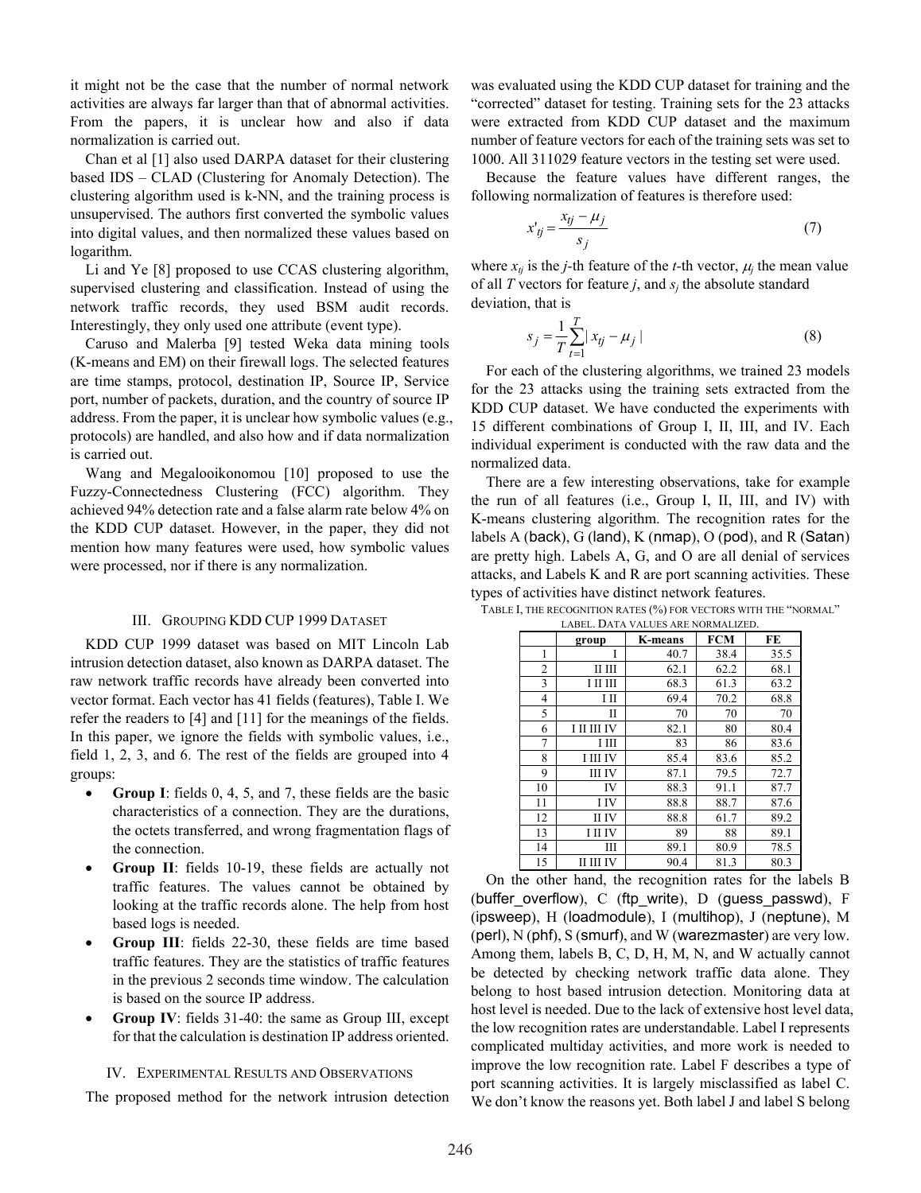it might not be the case that the number of normal network activities are always far larger than that of abnormal activities. From the papers, it is unclear how and also if data normalization is carried out.

Chan et al [1] also used DARPA dataset for their clustering based IDS – CLAD (Clustering for Anomaly Detection). The clustering algorithm used is k-NN, and the training process is unsupervised. The authors first converted the symbolic values into digital values, and then normalized these values based on logarithm.

Li and Ye [8] proposed to use CCAS clustering algorithm, supervised clustering and classification. Instead of using the network traffic records, they used BSM audit records. Interestingly, they only used one attribute (event type).

Caruso and Malerba [9] tested Weka data mining tools (K-means and EM) on their firewall logs. The selected features are time stamps, protocol, destination IP, Source IP, Service port, number of packets, duration, and the country of source IP address. From the paper, it is unclear how symbolic values (e.g., protocols) are handled, and also how and if data normalization is carried out.

Wang and Megalooikonomou [10] proposed to use the Fuzzy-Connectedness Clustering (FCC) algorithm. They achieved 94% detection rate and a false alarm rate below 4% on the KDD CUP dataset. However, in the paper, they did not mention how many features were used, how symbolic values were processed, nor if there is any normalization.

## III. Grouping KDD CUP 1999 Dataset

KDD CUP 1999 dataset was based on MIT Lincoln Lab intrusion detection dataset, also known as DARPA dataset. The raw network traffic records have already been converted into vector format. Each vector has 41 fields (features), Table I. We refer the readers to [4] and [11] for the meanings of the fields. In this paper, we ignore the fields with symbolic values, i.e., field 1, 2, 3, and 6. The rest of the fields are grouped into 4 groups:

- **Group I**: fields 0, 4, 5, and 7, these fields are the basic characteristics of a connection. They are the durations, the octets transferred, and wrong fragmentation flags of the connection.
- **Group II**: fields 10-19, these fields are actually not traffic features. The values cannot be obtained by looking at the traffic records alone. The help from host based logs is needed.
- **Group III**: fields 22-30, these fields are time based traffic features. They are the statistics of traffic features in the previous 2 seconds time window. The calculation is based on the source IP address.
- **Group IV**: fields 31-40: the same as Group III, except for that the calculation is destination IP address oriented.

## IV. Experimental Results and Observations

The proposed method for the network intrusion detection was evaluated using the KDD CUP dataset for training and the "corrected" dataset for testing. Training sets for the 23 attacks were extracted from KDD CUP dataset and the maximum number of feature vectors for each of the training sets was set to 1000. All 311029 feature vectors in the testing set were used.

Because the feature values have different ranges, the following normalization of features is therefore used:

$$x'_{tj} = \frac{x_{tj} - \mu_j}{s_j} \tag{7}$$

where $x_{tj}$ is the $j$-th feature of the $t$-th vector, $\mu_j$ the mean value of all $T$ vectors for feature $j$, and $s_j$ the absolute standard deviation, that is

$$s_j = \frac{1}{T}\sum_{t=1}^{T} | x_{tj} - \mu_j | \tag{8}$$

For each of the clustering algorithms, we trained 23 models for the 23 attacks using the training sets extracted from the KDD CUP dataset. We have conducted the experiments with 15 different combinations of Group I, II, III, and IV. Each individual experiment is conducted with the raw data and the normalized data.

There are a few interesting observations, take for example the run of all features (i.e., Group I, II, III, and IV) with K-means clustering algorithm. The recognition rates for the labels A (back), G (land), K (nmap), O (pod), and R (Satan) are pretty high. Labels A, G, and O are all denial of services attacks, and Labels K and R are port scanning activities. These types of activities have distinct network features.

Table I, The recognition rates (%) for vectors with the "normal" label. Data values are normalized.

| | group | K-means | FCM | FE |
|---|---|---|---|---|
| 1 | I | 40.7 | 38.4 | 35.5 |
| 2 | II III | 62.1 | 62.2 | 68.1 |
| 3 | I II III | 68.3 | 61.3 | 63.2 |
| 4 | I II | 69.4 | 70.2 | 68.8 |
| 5 | II | 70 | 70 | 70 |
| 6 | I II III IV | 82.1 | 80 | 80.4 |
| 7 | I III | 83 | 86 | 83.6 |
| 8 | I III IV | 85.4 | 83.6 | 85.2 |
| 9 | III IV | 87.1 | 79.5 | 72.7 |
| 10 | IV | 88.3 | 91.1 | 87.7 |
| 11 | I IV | 88.8 | 88.7 | 87.6 |
| 12 | II IV | 88.8 | 61.7 | 89.2 |
| 13 | I II IV | 89 | 88 | 89.1 |
| 14 | III | 89.1 | 80.9 | 78.5 |
| 15 | II III IV | 90.4 | 81.3 | 80.3 |

On the other hand, the recognition rates for the labels B (buffer_overflow), C (ftp_write), D (guess_passwd), F (ipsweep), H (loadmodule), I (multihop), J (neptune), M (perl), N (phf), S (smurf), and W (warezmaster) are very low. Among them, labels B, C, D, H, M, N, and W actually cannot be detected by checking network traffic data alone. They belong to host based intrusion detection. Monitoring data at host level is needed. Due to the lack of extensive host level data, the low recognition rates are understandable. Label I represents complicated multiday activities, and more work is needed to improve the low recognition rate. Label F describes a type of port scanning activities. It is largely misclassified as label C. We don't know the reasons yet. Both label J and label S belong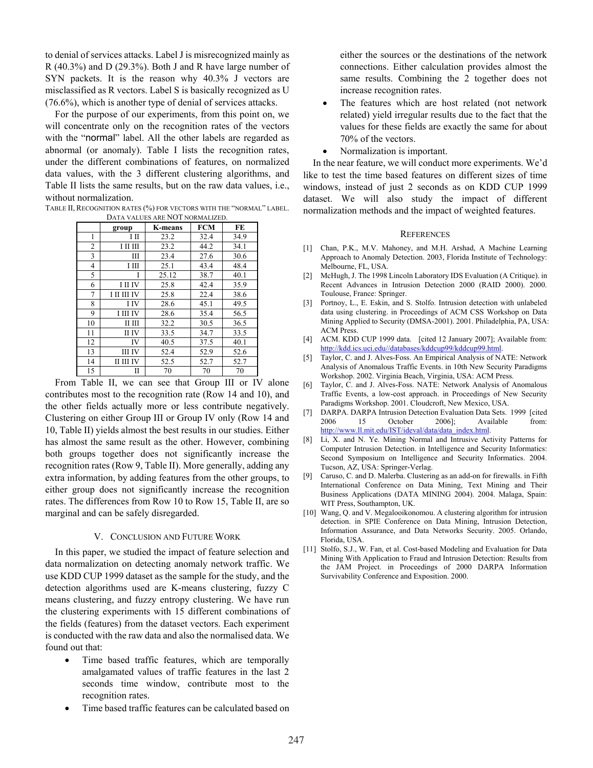to denial of services attacks. Label J is misrecognized mainly as R (40.3%) and D (29.3%). Both J and R have large number of SYN packets. It is the reason why 40.3% J vectors are misclassified as R vectors. Label S is basically recognized as U (76.6%), which is another type of denial of services attacks.

For the purpose of our experiments, from this point on, we will concentrate only on the recognition rates of the vectors with the "normal" label. All the other labels are regarded as abnormal (or anomaly). Table I lists the recognition rates, under the different combinations of features, on normalized data values, with the 3 different clustering algorithms, and Table II lists the same results, but on the raw data values, i.e., without normalization.

TABLE II, RECOGNITION RATES (%) FOR VECTORS WITH THE "NORMAL" LABEL. DATA VALUES ARE NOT NORMALIZED.

| | group | K-means | FCM | FE |
|---|---|---|---|---|
| 1 | I II | 23.2 | 32.4 | 34.9 |
| 2 | I II III | 23.2 | 44.2 | 34.1 |
| 3 | III | 23.4 | 27.6 | 30.6 |
| 4 | I III | 25.1 | 43.4 | 48.4 |
| 5 | I | 25.12 | 38.7 | 40.1 |
| 6 | I II IV | 25.8 | 42.4 | 35.9 |
| 7 | I II III IV | 25.8 | 22.4 | 38.6 |
| 8 | I IV | 28.6 | 45.1 | 49.5 |
| 9 | I III IV | 28.6 | 35.4 | 56.5 |
| 10 | II III | 32.2 | 30.5 | 36.5 |
| 11 | II IV | 33.5 | 34.7 | 33.5 |
| 12 | IV | 40.5 | 37.5 | 40.1 |
| 13 | III IV | 52.4 | 52.9 | 52.6 |
| 14 | II III IV | 52.5 | 52.7 | 52.7 |
| 15 | II | 70 | 70 | 70 |

From Table II, we can see that Group III or IV alone contributes most to the recognition rate (Row 14 and 10), and the other fields actually more or less contribute negatively. Clustering on either Group III or Group IV only (Row 14 and 10, Table II) yields almost the best results in our studies. Either has almost the same result as the other. However, combining both groups together does not significantly increase the recognition rates (Row 9, Table II). More generally, adding any extra information, by adding features from the other groups, to either group does not significantly increase the recognition rates. The differences from Row 10 to Row 15, Table II, are so marginal and can be safely disregarded.

## V. CONCLUSION AND FUTURE WORK

In this paper, we studied the impact of feature selection and data normalization on detecting anomaly network traffic. We use KDD CUP 1999 dataset as the sample for the study, and the detection algorithms used are K-means clustering, fuzzy C means clustering, and fuzzy entropy clustering. We have run the clustering experiments with 15 different combinations of the fields (features) from the dataset vectors. Each experiment is conducted with the raw data and also the normalised data. We found out that:

- Time based traffic features, which are temporally amalgamated values of traffic features in the last 2 seconds time window, contribute most to the recognition rates.
- Time based traffic features can be calculated based on either the sources or the destinations of the network connections. Either calculation provides almost the same results. Combining the 2 together does not increase recognition rates.
- The features which are host related (not network related) yield irregular results due to the fact that the values for these fields are exactly the same for about 70% of the vectors.
- Normalization is important.

In the near feature, we will conduct more experiments. We'd like to test the time based features on different sizes of time windows, instead of just 2 seconds as on KDD CUP 1999 dataset. We will also study the impact of different normalization methods and the impact of weighted features.

## REFERENCES

[1] Chan, P.K., M.V. Mahoney, and M.H. Arshad, A Machine Learning Approach to Anomaly Detection. 2003, Florida Institute of Technology: Melbourne, FL, USA.

[2] McHugh, J. The 1998 Lincoln Laboratory IDS Evaluation (A Critique). in Recent Advances in Intrusion Detection 2000 (RAID 2000). 2000. Toulouse, France: Springer.

[3] Portnoy, L., E. Eskin, and S. Stolfo. Intrusion detection with unlabeled data using clustering. in Proceedings of ACM CSS Workshop on Data Mining Applied to Security (DMSA-2001). 2001. Philadelphia, PA, USA: ACM Press.

[4] ACM. KDD CUP 1999 data. [cited 12 January 2007]; Available from: http://kdd.ics.uci.edu//databases/kddcup99/kddcup99.html.

[5] Taylor, C. and J. Alves-Foss. An Empirical Analysis of NATE: Network Analysis of Anomalous Traffic Events. in 10th New Security Paradigms Workshop. 2002. Virginia Beach, Virginia, USA: ACM Press.

[6] Taylor, C. and J. Alves-Foss. NATE: Network Analysis of Anomalous Traffic Events, a low-cost approach. in Proceedings of New Security Paradigms Workshop. 2001. Cloudcroft, New Mexico, USA.

[7] DARPA. DARPA Intrusion Detection Evaluation Data Sets. 1999 [cited 2006 15 October 2006]; Available from: http://www.ll.mit.edu/IST/ideval/data/data_index.html.

[8] Li, X. and N. Ye. Mining Normal and Intrusive Activity Patterns for Computer Intrusion Detection. in Intelligence and Security Informatics: Second Symposium on Intelligence and Security Informatics. 2004. Tucson, AZ, USA: Springer-Verlag.

[9] Caruso, C. and D. Malerba. Clustering as an add-on for firewalls. in Fifth International Conference on Data Mining, Text Mining and Their Business Applications (DATA MINING 2004). 2004. Malaga, Spain: WIT Press, Southampton, UK.

[10] Wang, Q. and V. Megalooikonomou. A clustering algorithm for intrusion detection. in SPIE Conference on Data Mining, Intrusion Detection, Information Assurance, and Data Networks Security. 2005. Orlando, Florida, USA.

[11] Stolfo, S.J., W. Fan, et al. Cost-based Modeling and Evaluation for Data Mining With Application to Fraud and Intrusion Detection: Results from the JAM Project. in Proceedings of 2000 DARPA Information Survivability Conference and Exposition. 2000.